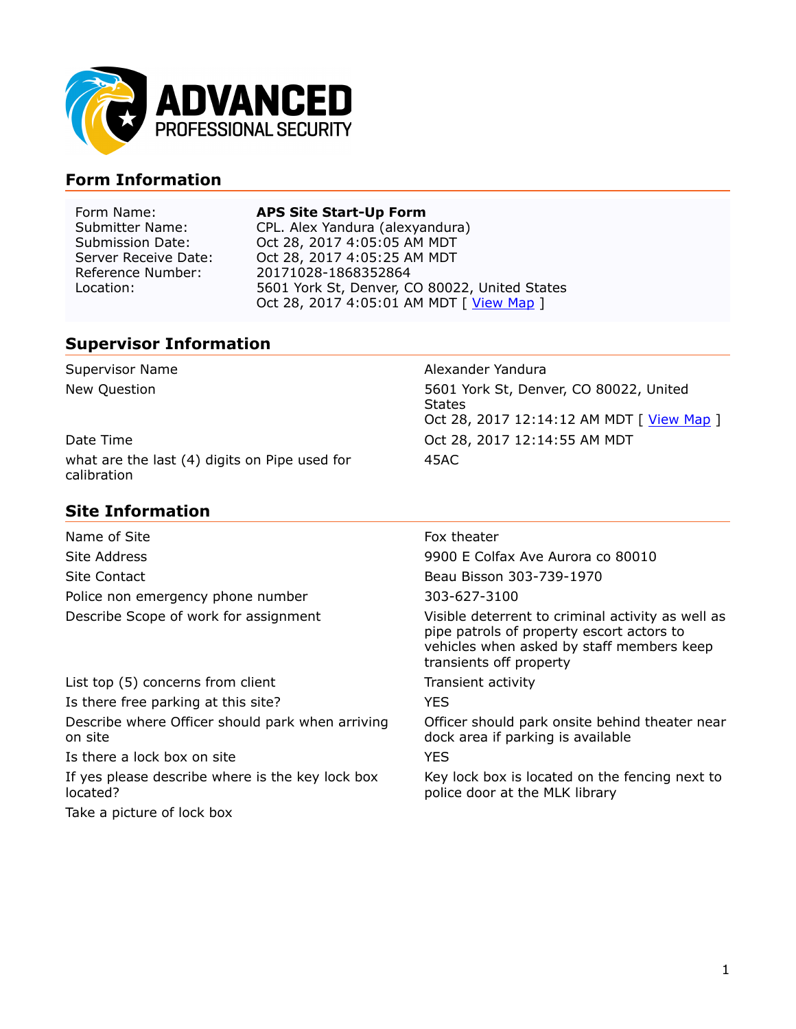**ADVANCED PROFESSIONAL SECURITY**

## Form Information

| | |
|---|---|
| Form Name: | **APS Site Start-Up Form** |
| Submitter Name: | CPL. Alex Yandura (alexyandura) |
| Submission Date: | Oct 28, 2017 4:05:05 AM MDT |
| Server Receive Date: | Oct 28, 2017 4:05:25 AM MDT |
| Reference Number: | 20171028-1868352864 |
| Location: | 5601 York St, Denver, CO 80022, United States<br>Oct 28, 2017 4:05:01 AM MDT [ View Map ] |

## Supervisor Information

| | |
|---|---|
| Supervisor Name | Alexander Yandura |
| New Question | 5601 York St, Denver, CO 80022, United States<br>Oct 28, 2017 12:14:12 AM MDT [ View Map ] |
| Date Time | Oct 28, 2017 12:14:55 AM MDT |
| what are the last (4) digits on Pipe used for calibration | 45AC |

## Site Information

| | |
|---|---|
| Name of Site | Fox theater |
| Site Address | 9900 E Colfax Ave Aurora co 80010 |
| Site Contact | Beau Bisson 303-739-1970 |
| Police non emergency phone number | 303-627-3100 |
| Describe Scope of work for assignment | Visible deterrent to criminal activity as well as pipe patrols of property escort actors to vehicles when asked by staff members keep transients off property |
| List top (5) concerns from client | Transient activity |
| Is there free parking at this site? | YES |
| Describe where Officer should park when arriving on site | Officer should park onsite behind theater near dock area if parking is available |
| Is there a lock box on site | YES |
| If yes please describe where is the key lock box located? | Key lock box is located on the fencing next to police door at the MLK library |
| Take a picture of lock box | |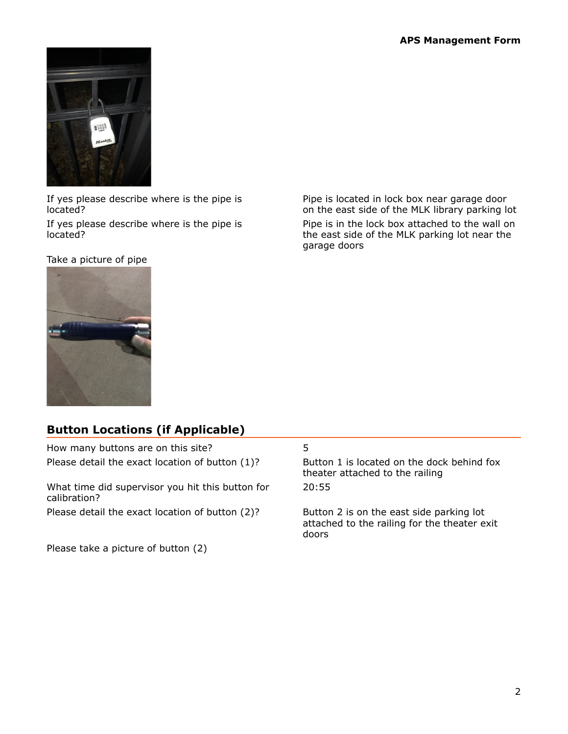If yes please describe where is the pipe is located? | Pipe is located in lock box near garage door on the east side of the MLK library parking lot

If yes please describe where is the pipe is located? | Pipe is in the lock box attached to the wall on the east side of the MLK parking lot near the garage doors

Take a picture of pipe

## Button Locations (if Applicable)

| | |
|---|---|
| How many buttons are on this site? | 5 |
| Please detail the exact location of button (1)? | Button 1 is located on the dock behind fox theater attached to the railing |
| What time did supervisor you hit this button for calibration? | 20:55 |
| Please detail the exact location of button (2)? | Button 2 is on the east side parking lot attached to the railing for the theater exit doors |

Please take a picture of button (2)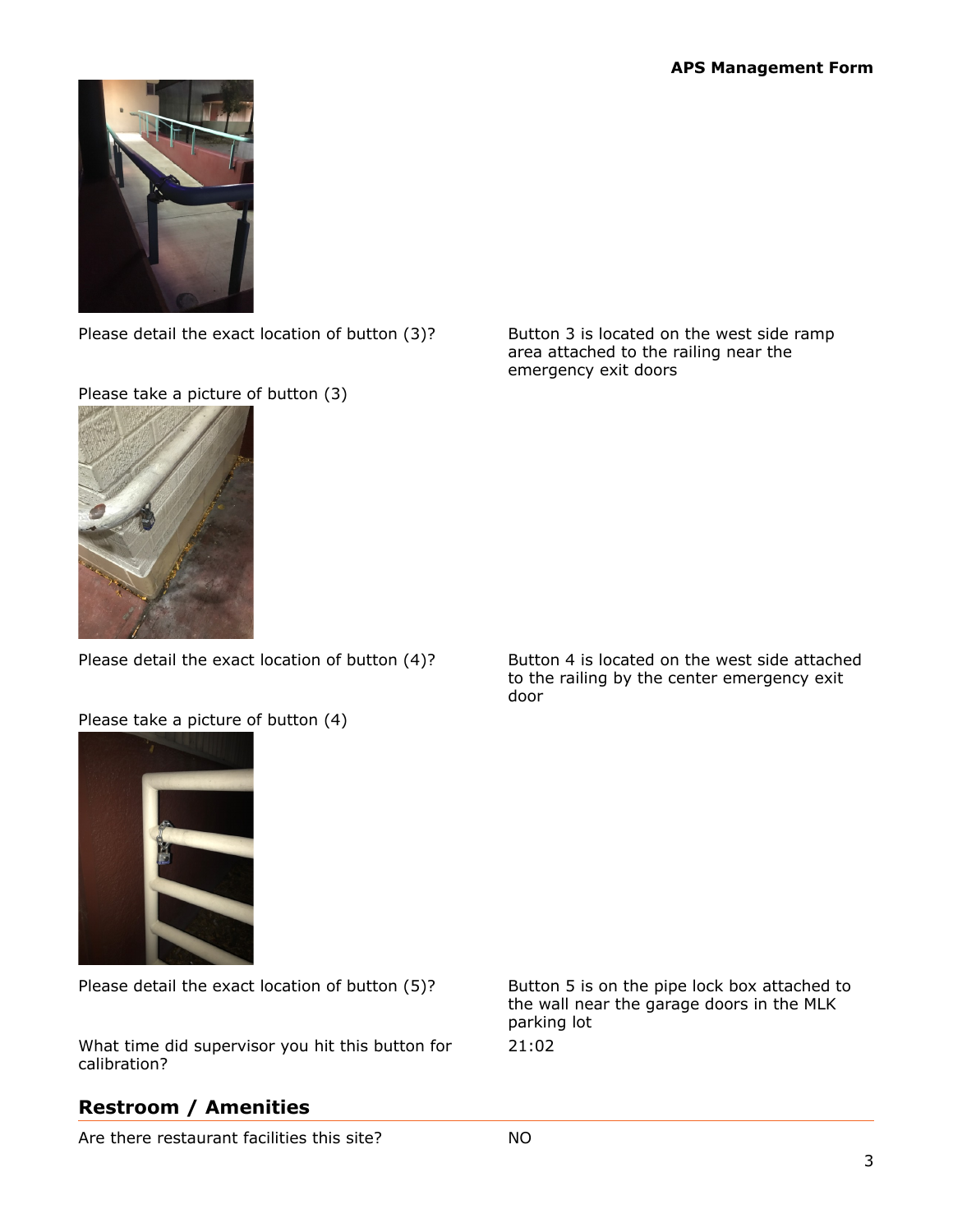Please detail the exact location of button (3)? | Button 3 is located on the west side ramp area attached to the railing near the emergency exit doors

Please take a picture of button (3)

Please detail the exact location of button (4)? | Button 4 is located on the west side attached to the railing by the center emergency exit door

Please take a picture of button (4)

Please detail the exact location of button (5)? | Button 5 is on the pipe lock box attached to the wall near the garage doors in the MLK parking lot

What time did supervisor you hit this button for calibration? | 21:02

## Restroom / Amenities

Are there restaurant facilities this site? | NO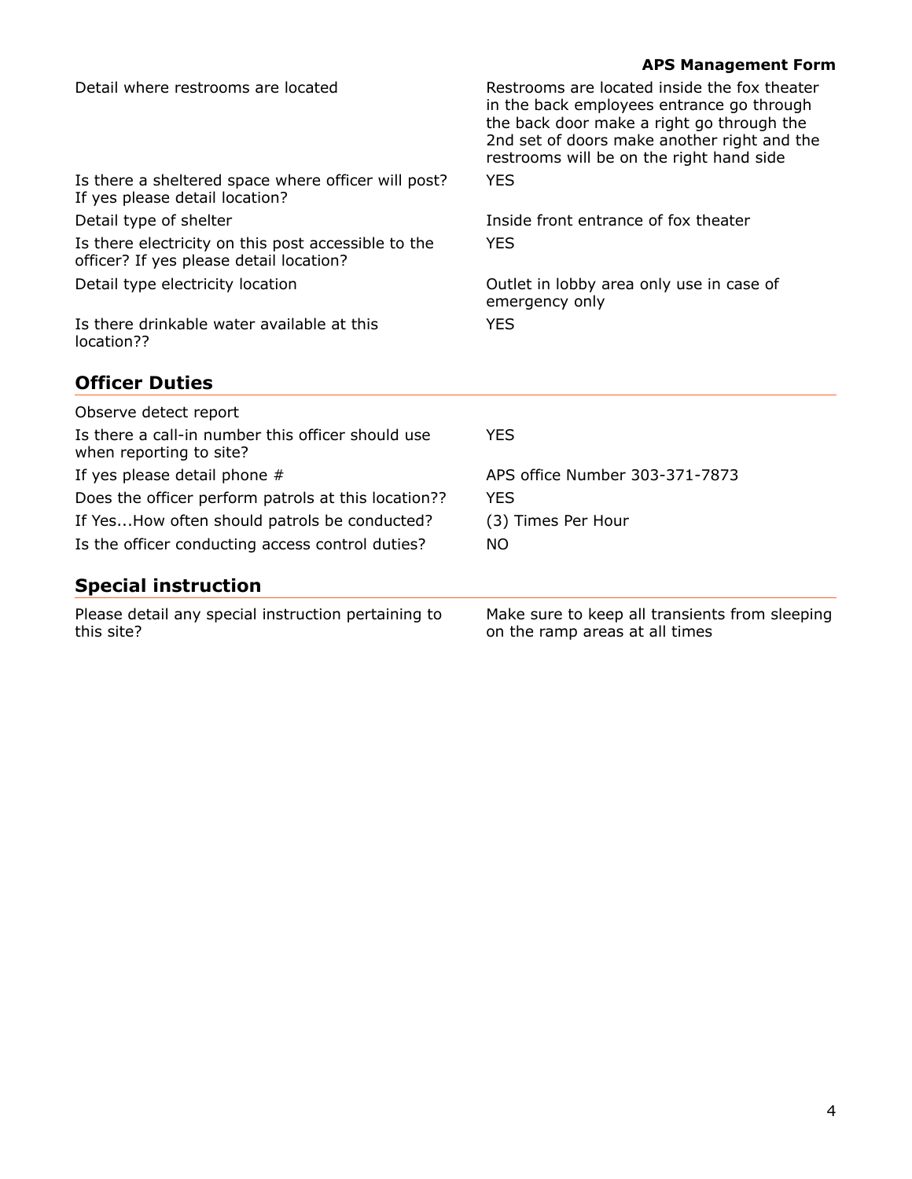| | |
|---|---|
| Detail where restrooms are located | Restrooms are located inside the fox theater in the back employees entrance go through the back door make a right go through the 2nd set of doors make another right and the restrooms will be on the right hand side |
| Is there a sheltered space where officer will post? If yes please detail location? | YES |
| Detail type of shelter | Inside front entrance of fox theater |
| Is there electricity on this post accessible to the officer? If yes please detail location? | YES |
| Detail type electricity location | Outlet in lobby area only use in case of emergency only |
| Is there drinkable water available at this location?? | YES |

## Officer Duties

| | |
|---|---|
| Observe detect report | |
| Is there a call-in number this officer should use when reporting to site? | YES |
| If yes please detail phone # | APS office Number 303-371-7873 |
| Does the officer perform patrols at this location?? | YES |
| If Yes...How often should patrols be conducted? | (3) Times Per Hour |
| Is the officer conducting access control duties? | NO |

## Special instruction

| | |
|---|---|
| Please detail any special instruction pertaining to this site? | Make sure to keep all transients from sleeping on the ramp areas at all times |